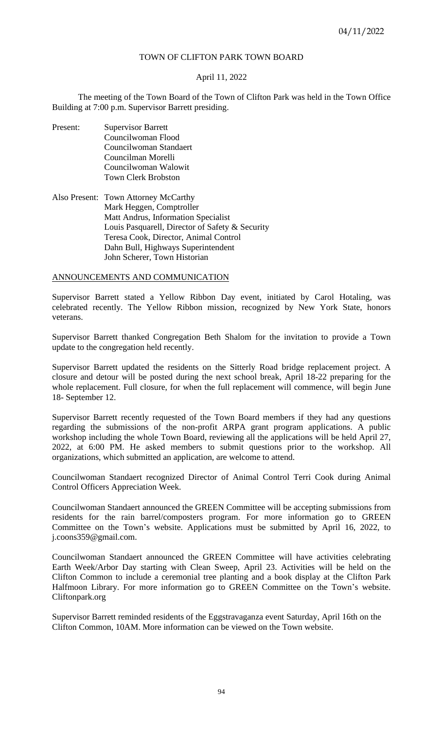TOWN OF CLIFTON PARK TOWN BOARD

April 11, 2022

The meeting of the Town Board of the Town of Clifton Park was held in the Town Office Building at 7:00 p.m. Supervisor Barrett presiding.

Present:
- Supervisor Barrett
- Councilwoman Flood
- Councilwoman Standaert
- Councilman Morelli
- Councilwoman Walowit
- Town Clerk Brobston

Also Present:
- Town Attorney McCarthy
- Mark Heggen, Comptroller
- Matt Andrus, Information Specialist
- Louis Pasquarell, Director of Safety & Security
- Teresa Cook, Director, Animal Control
- Dahn Bull, Highways Superintendent
- John Scherer, Town Historian

## ANNOUNCEMENTS AND COMMUNICATION

Supervisor Barrett stated a Yellow Ribbon Day event, initiated by Carol Hotaling, was celebrated recently. The Yellow Ribbon mission, recognized by New York State, honors veterans.

Supervisor Barrett thanked Congregation Beth Shalom for the invitation to provide a Town update to the congregation held recently.

Supervisor Barrett updated the residents on the Sitterly Road bridge replacement project. A closure and detour will be posted during the next school break, April 18-22 preparing for the whole replacement. Full closure, for when the full replacement will commence, will begin June 18- September 12.

Supervisor Barrett recently requested of the Town Board members if they had any questions regarding the submissions of the non-profit ARPA grant program applications. A public workshop including the whole Town Board, reviewing all the applications will be held April 27, 2022, at 6:00 PM. He asked members to submit questions prior to the workshop. All organizations, which submitted an application, are welcome to attend.

Councilwoman Standaert recognized Director of Animal Control Terri Cook during Animal Control Officers Appreciation Week.

Councilwoman Standaert announced the GREEN Committee will be accepting submissions from residents for the rain barrel/composters program. For more information go to GREEN Committee on the Town's website. Applications must be submitted by April 16, 2022, to j.coons359@gmail.com.

Councilwoman Standaert announced the GREEN Committee will have activities celebrating Earth Week/Arbor Day starting with Clean Sweep, April 23. Activities will be held on the Clifton Common to include a ceremonial tree planting and a book display at the Clifton Park Halfmoon Library. For more information go to GREEN Committee on the Town's website. Cliftonpark.org

Supervisor Barrett reminded residents of the Eggstravaganza event Saturday, April 16th on the Clifton Common, 10AM. More information can be viewed on the Town website.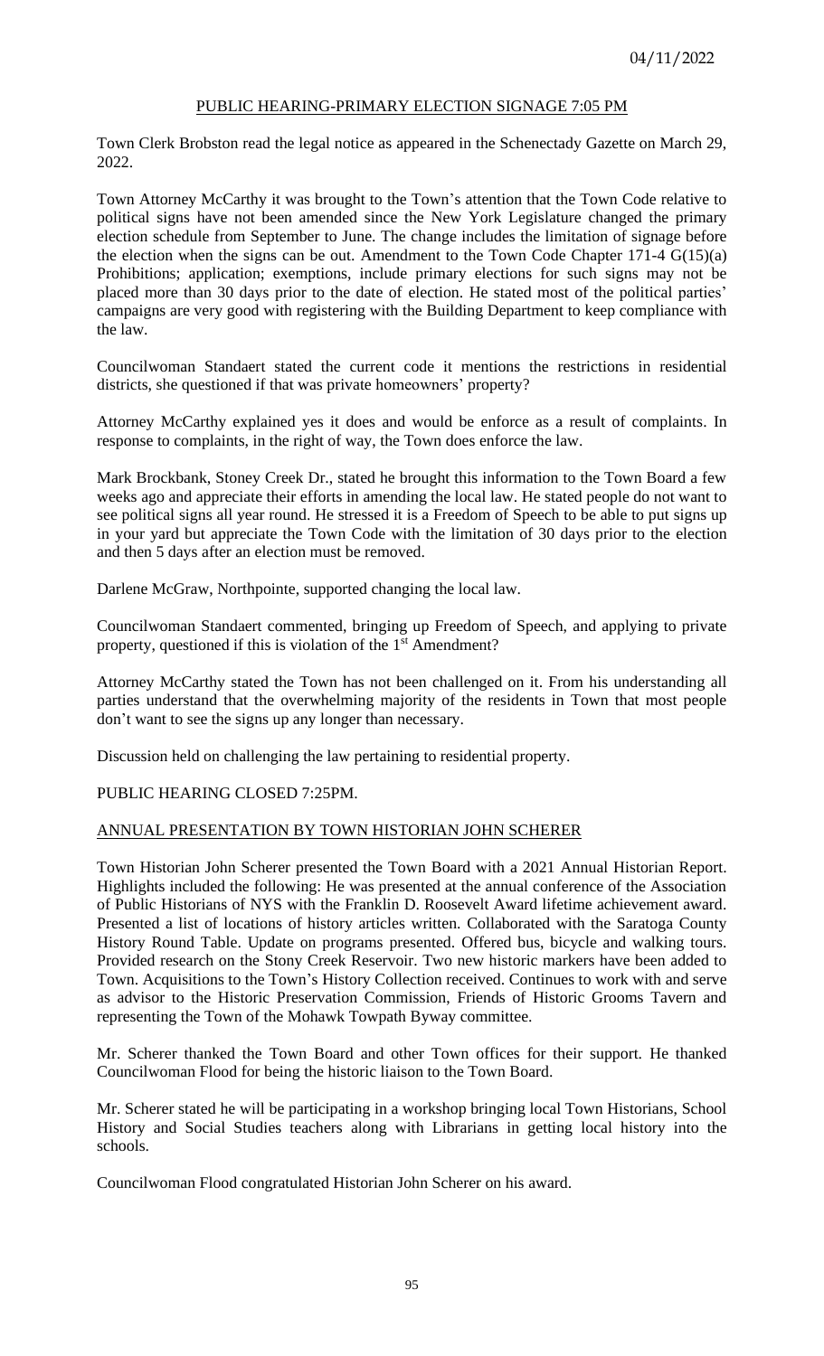## PUBLIC HEARING-PRIMARY ELECTION SIGNAGE 7:05 PM

Town Clerk Brobston read the legal notice as appeared in the Schenectady Gazette on March 29, 2022.

Town Attorney McCarthy it was brought to the Town's attention that the Town Code relative to political signs have not been amended since the New York Legislature changed the primary election schedule from September to June. The change includes the limitation of signage before the election when the signs can be out. Amendment to the Town Code Chapter 171-4 G(15)(a) Prohibitions; application; exemptions, include primary elections for such signs may not be placed more than 30 days prior to the date of election. He stated most of the political parties' campaigns are very good with registering with the Building Department to keep compliance with the law.

Councilwoman Standaert stated the current code it mentions the restrictions in residential districts, she questioned if that was private homeowners' property?

Attorney McCarthy explained yes it does and would be enforce as a result of complaints. In response to complaints, in the right of way, the Town does enforce the law.

Mark Brockbank, Stoney Creek Dr., stated he brought this information to the Town Board a few weeks ago and appreciate their efforts in amending the local law. He stated people do not want to see political signs all year round. He stressed it is a Freedom of Speech to be able to put signs up in your yard but appreciate the Town Code with the limitation of 30 days prior to the election and then 5 days after an election must be removed.

Darlene McGraw, Northpointe, supported changing the local law.

Councilwoman Standaert commented, bringing up Freedom of Speech, and applying to private property, questioned if this is violation of the 1st Amendment?

Attorney McCarthy stated the Town has not been challenged on it. From his understanding all parties understand that the overwhelming majority of the residents in Town that most people don't want to see the signs up any longer than necessary.

Discussion held on challenging the law pertaining to residential property.

PUBLIC HEARING CLOSED 7:25PM.

## ANNUAL PRESENTATION BY TOWN HISTORIAN JOHN SCHERER

Town Historian John Scherer presented the Town Board with a 2021 Annual Historian Report. Highlights included the following: He was presented at the annual conference of the Association of Public Historians of NYS with the Franklin D. Roosevelt Award lifetime achievement award. Presented a list of locations of history articles written. Collaborated with the Saratoga County History Round Table. Update on programs presented. Offered bus, bicycle and walking tours. Provided research on the Stony Creek Reservoir. Two new historic markers have been added to Town. Acquisitions to the Town's History Collection received. Continues to work with and serve as advisor to the Historic Preservation Commission, Friends of Historic Grooms Tavern and representing the Town of the Mohawk Towpath Byway committee.

Mr. Scherer thanked the Town Board and other Town offices for their support. He thanked Councilwoman Flood for being the historic liaison to the Town Board.

Mr. Scherer stated he will be participating in a workshop bringing local Town Historians, School History and Social Studies teachers along with Librarians in getting local history into the schools.

Councilwoman Flood congratulated Historian John Scherer on his award.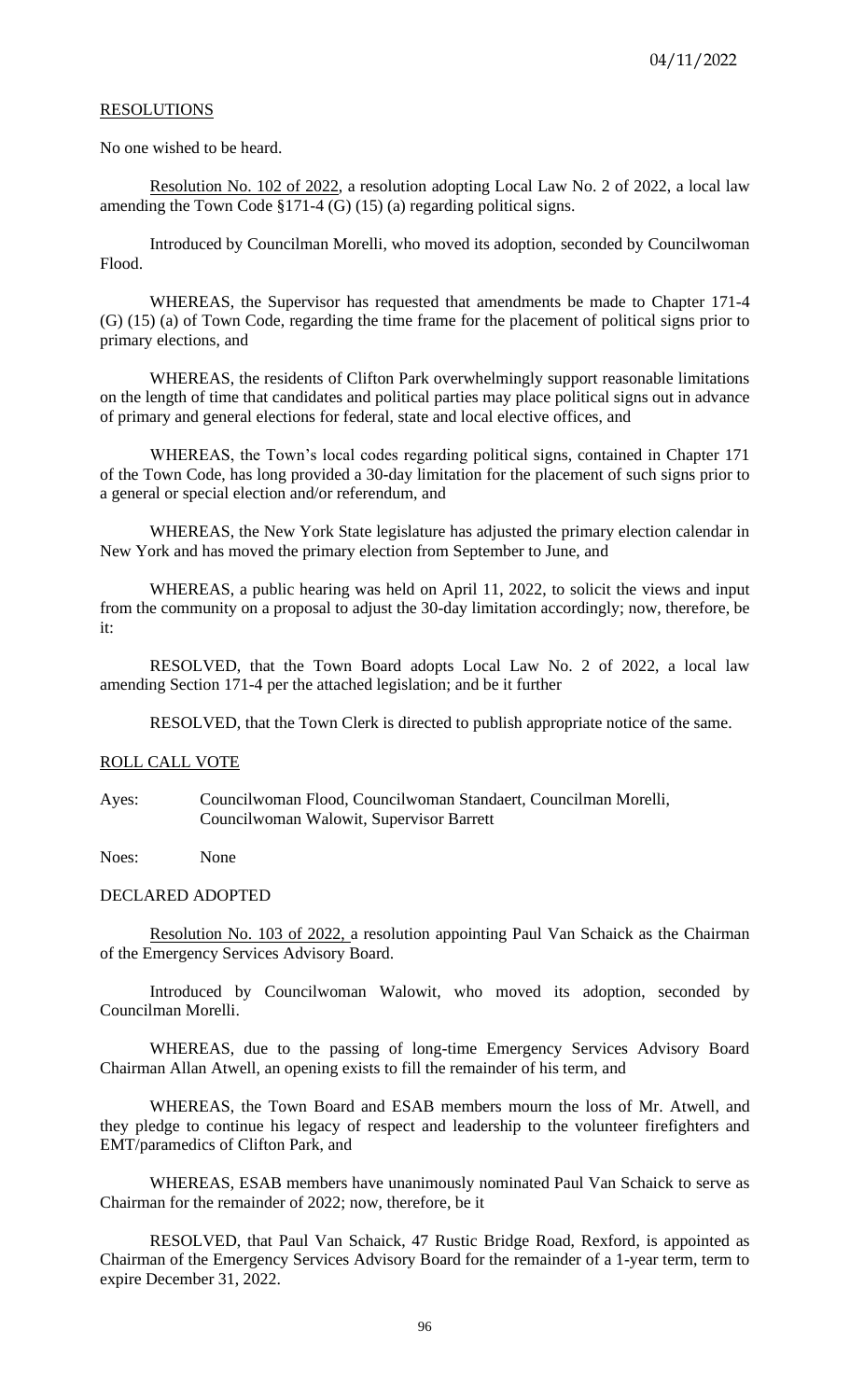## RESOLUTIONS

No one wished to be heard.

Resolution No. 102 of 2022, a resolution adopting Local Law No. 2 of 2022, a local law amending the Town Code §171-4 (G) (15) (a) regarding political signs.

Introduced by Councilman Morelli, who moved its adoption, seconded by Councilwoman Flood.

WHEREAS, the Supervisor has requested that amendments be made to Chapter 171-4 (G) (15) (a) of Town Code, regarding the time frame for the placement of political signs prior to primary elections, and

WHEREAS, the residents of Clifton Park overwhelmingly support reasonable limitations on the length of time that candidates and political parties may place political signs out in advance of primary and general elections for federal, state and local elective offices, and

WHEREAS, the Town's local codes regarding political signs, contained in Chapter 171 of the Town Code, has long provided a 30-day limitation for the placement of such signs prior to a general or special election and/or referendum, and

WHEREAS, the New York State legislature has adjusted the primary election calendar in New York and has moved the primary election from September to June, and

WHEREAS, a public hearing was held on April 11, 2022, to solicit the views and input from the community on a proposal to adjust the 30-day limitation accordingly; now, therefore, be it:

RESOLVED, that the Town Board adopts Local Law No. 2 of 2022, a local law amending Section 171-4 per the attached legislation; and be it further

RESOLVED, that the Town Clerk is directed to publish appropriate notice of the same.

ROLL CALL VOTE

Ayes: Councilwoman Flood, Councilwoman Standaert, Councilman Morelli, Councilwoman Walowit, Supervisor Barrett

Noes: None

DECLARED ADOPTED

Resolution No. 103 of 2022, a resolution appointing Paul Van Schaick as the Chairman of the Emergency Services Advisory Board.

Introduced by Councilwoman Walowit, who moved its adoption, seconded by Councilman Morelli.

WHEREAS, due to the passing of long-time Emergency Services Advisory Board Chairman Allan Atwell, an opening exists to fill the remainder of his term, and

WHEREAS, the Town Board and ESAB members mourn the loss of Mr. Atwell, and they pledge to continue his legacy of respect and leadership to the volunteer firefighters and EMT/paramedics of Clifton Park, and

WHEREAS, ESAB members have unanimously nominated Paul Van Schaick to serve as Chairman for the remainder of 2022; now, therefore, be it

RESOLVED, that Paul Van Schaick, 47 Rustic Bridge Road, Rexford, is appointed as Chairman of the Emergency Services Advisory Board for the remainder of a 1-year term, term to expire December 31, 2022.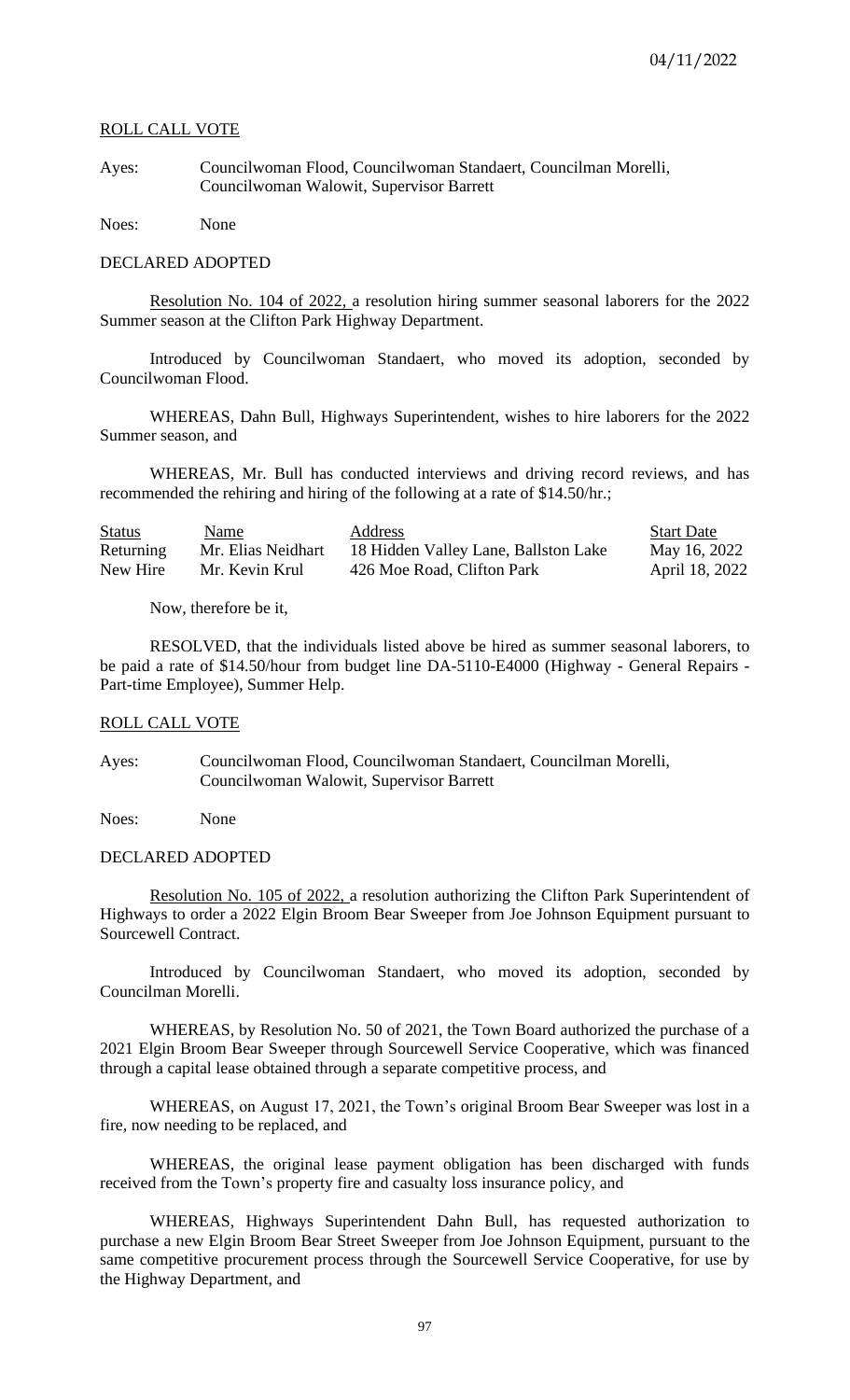ROLL CALL VOTE

Ayes: Councilwoman Flood, Councilwoman Standaert, Councilman Morelli, Councilwoman Walowit, Supervisor Barrett

Noes: None

DECLARED ADOPTED

Resolution No. 104 of 2022, a resolution hiring summer seasonal laborers for the 2022 Summer season at the Clifton Park Highway Department.

Introduced by Councilwoman Standaert, who moved its adoption, seconded by Councilwoman Flood.

WHEREAS, Dahn Bull, Highways Superintendent, wishes to hire laborers for the 2022 Summer season, and

WHEREAS, Mr. Bull has conducted interviews and driving record reviews, and has recommended the rehiring and hiring of the following at a rate of $14.50/hr.;

| Status | Name | Address | Start Date |
|---|---|---|---|
| Returning | Mr. Elias Neidhart | 18 Hidden Valley Lane, Ballston Lake | May 16, 2022 |
| New Hire | Mr. Kevin Krul | 426 Moe Road, Clifton Park | April 18, 2022 |

Now, therefore be it,

RESOLVED, that the individuals listed above be hired as summer seasonal laborers, to be paid a rate of $14.50/hour from budget line DA-5110-E4000 (Highway - General Repairs - Part-time Employee), Summer Help.

ROLL CALL VOTE

Ayes: Councilwoman Flood, Councilwoman Standaert, Councilman Morelli, Councilwoman Walowit, Supervisor Barrett

Noes: None

DECLARED ADOPTED

Resolution No. 105 of 2022, a resolution authorizing the Clifton Park Superintendent of Highways to order a 2022 Elgin Broom Bear Sweeper from Joe Johnson Equipment pursuant to Sourcewell Contract.

Introduced by Councilwoman Standaert, who moved its adoption, seconded by Councilman Morelli.

WHEREAS, by Resolution No. 50 of 2021, the Town Board authorized the purchase of a 2021 Elgin Broom Bear Sweeper through Sourcewell Service Cooperative, which was financed through a capital lease obtained through a separate competitive process, and

WHEREAS, on August 17, 2021, the Town's original Broom Bear Sweeper was lost in a fire, now needing to be replaced, and

WHEREAS, the original lease payment obligation has been discharged with funds received from the Town's property fire and casualty loss insurance policy, and

WHEREAS, Highways Superintendent Dahn Bull, has requested authorization to purchase a new Elgin Broom Bear Street Sweeper from Joe Johnson Equipment, pursuant to the same competitive procurement process through the Sourcewell Service Cooperative, for use by the Highway Department, and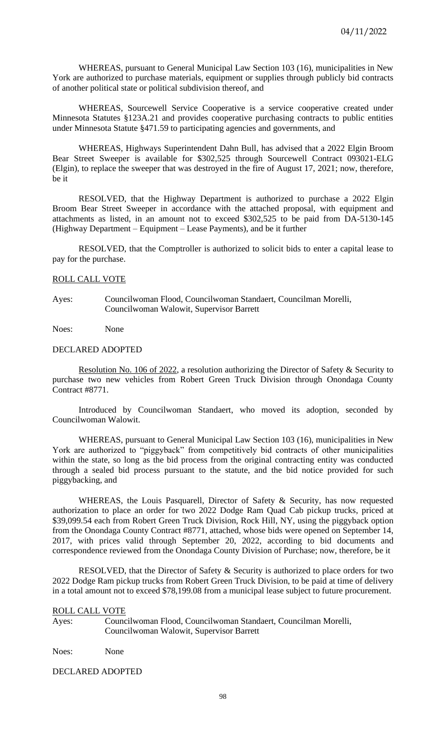WHEREAS, pursuant to General Municipal Law Section 103 (16), municipalities in New York are authorized to purchase materials, equipment or supplies through publicly bid contracts of another political state or political subdivision thereof, and

WHEREAS, Sourcewell Service Cooperative is a service cooperative created under Minnesota Statutes §123A.21 and provides cooperative purchasing contracts to public entities under Minnesota Statute §471.59 to participating agencies and governments, and

WHEREAS, Highways Superintendent Dahn Bull, has advised that a 2022 Elgin Broom Bear Street Sweeper is available for $302,525 through Sourcewell Contract 093021-ELG (Elgin), to replace the sweeper that was destroyed in the fire of August 17, 2021; now, therefore, be it

RESOLVED, that the Highway Department is authorized to purchase a 2022 Elgin Broom Bear Street Sweeper in accordance with the attached proposal, with equipment and attachments as listed, in an amount not to exceed $302,525 to be paid from DA-5130-145 (Highway Department – Equipment – Lease Payments), and be it further

RESOLVED, that the Comptroller is authorized to solicit bids to enter a capital lease to pay for the purchase.

ROLL CALL VOTE

Ayes: Councilwoman Flood, Councilwoman Standaert, Councilman Morelli, Councilwoman Walowit, Supervisor Barrett

Noes: None

DECLARED ADOPTED

Resolution No. 106 of 2022, a resolution authorizing the Director of Safety & Security to purchase two new vehicles from Robert Green Truck Division through Onondaga County Contract #8771.

Introduced by Councilwoman Standaert, who moved its adoption, seconded by Councilwoman Walowit.

WHEREAS, pursuant to General Municipal Law Section 103 (16), municipalities in New York are authorized to "piggyback" from competitively bid contracts of other municipalities within the state, so long as the bid process from the original contracting entity was conducted through a sealed bid process pursuant to the statute, and the bid notice provided for such piggybacking, and

WHEREAS, the Louis Pasquarell, Director of Safety & Security, has now requested authorization to place an order for two 2022 Dodge Ram Quad Cab pickup trucks, priced at $39,099.54 each from Robert Green Truck Division, Rock Hill, NY, using the piggyback option from the Onondaga County Contract #8771, attached, whose bids were opened on September 14, 2017, with prices valid through September 20, 2022, according to bid documents and correspondence reviewed from the Onondaga County Division of Purchase; now, therefore, be it

RESOLVED, that the Director of Safety & Security is authorized to place orders for two 2022 Dodge Ram pickup trucks from Robert Green Truck Division, to be paid at time of delivery in a total amount not to exceed $78,199.08 from a municipal lease subject to future procurement.

ROLL CALL VOTE

Ayes: Councilwoman Flood, Councilwoman Standaert, Councilman Morelli, Councilwoman Walowit, Supervisor Barrett

Noes: None

DECLARED ADOPTED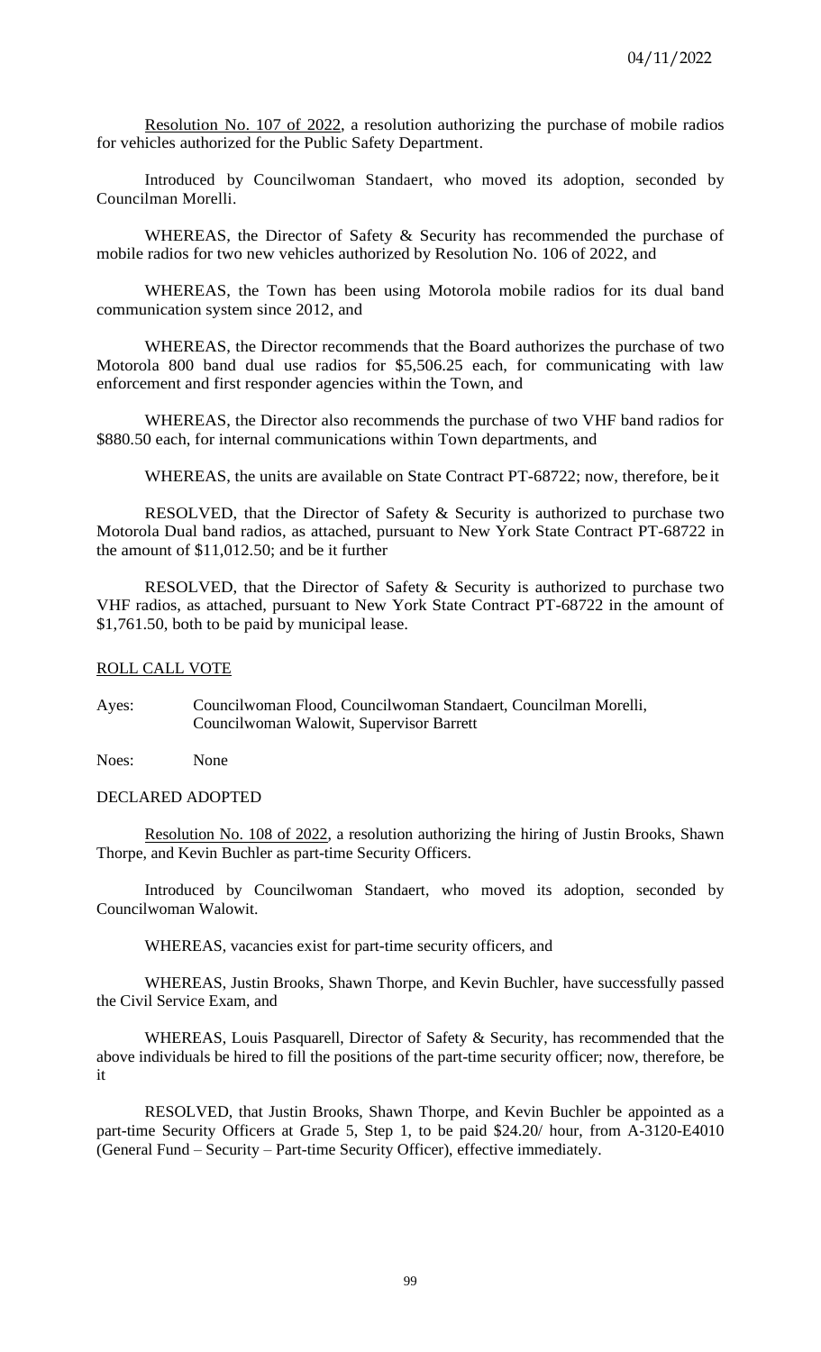04/11/2022

Resolution No. 107 of 2022, a resolution authorizing the purchase of mobile radios for vehicles authorized for the Public Safety Department.

Introduced by Councilwoman Standaert, who moved its adoption, seconded by Councilman Morelli.

WHEREAS, the Director of Safety & Security has recommended the purchase of mobile radios for two new vehicles authorized by Resolution No. 106 of 2022, and

WHEREAS, the Town has been using Motorola mobile radios for its dual band communication system since 2012, and

WHEREAS, the Director recommends that the Board authorizes the purchase of two Motorola 800 band dual use radios for $5,506.25 each, for communicating with law enforcement and first responder agencies within the Town, and

WHEREAS, the Director also recommends the purchase of two VHF band radios for $880.50 each, for internal communications within Town departments, and

WHEREAS, the units are available on State Contract PT-68722; now, therefore, be it

RESOLVED, that the Director of Safety & Security is authorized to purchase two Motorola Dual band radios, as attached, pursuant to New York State Contract PT-68722 in the amount of $11,012.50; and be it further

RESOLVED, that the Director of Safety & Security is authorized to purchase two VHF radios, as attached, pursuant to New York State Contract PT-68722 in the amount of $1,761.50, both to be paid by municipal lease.

ROLL CALL VOTE

Ayes: Councilwoman Flood, Councilwoman Standaert, Councilman Morelli, Councilwoman Walowit, Supervisor Barrett

Noes: None

DECLARED ADOPTED

Resolution No. 108 of 2022, a resolution authorizing the hiring of Justin Brooks, Shawn Thorpe, and Kevin Buchler as part-time Security Officers.

Introduced by Councilwoman Standaert, who moved its adoption, seconded by Councilwoman Walowit.

WHEREAS, vacancies exist for part-time security officers, and

WHEREAS, Justin Brooks, Shawn Thorpe, and Kevin Buchler, have successfully passed the Civil Service Exam, and

WHEREAS, Louis Pasquarell, Director of Safety & Security, has recommended that the above individuals be hired to fill the positions of the part-time security officer; now, therefore, be it

RESOLVED, that Justin Brooks, Shawn Thorpe, and Kevin Buchler be appointed as a part-time Security Officers at Grade 5, Step 1, to be paid $24.20/ hour, from A-3120-E4010 (General Fund – Security – Part-time Security Officer), effective immediately.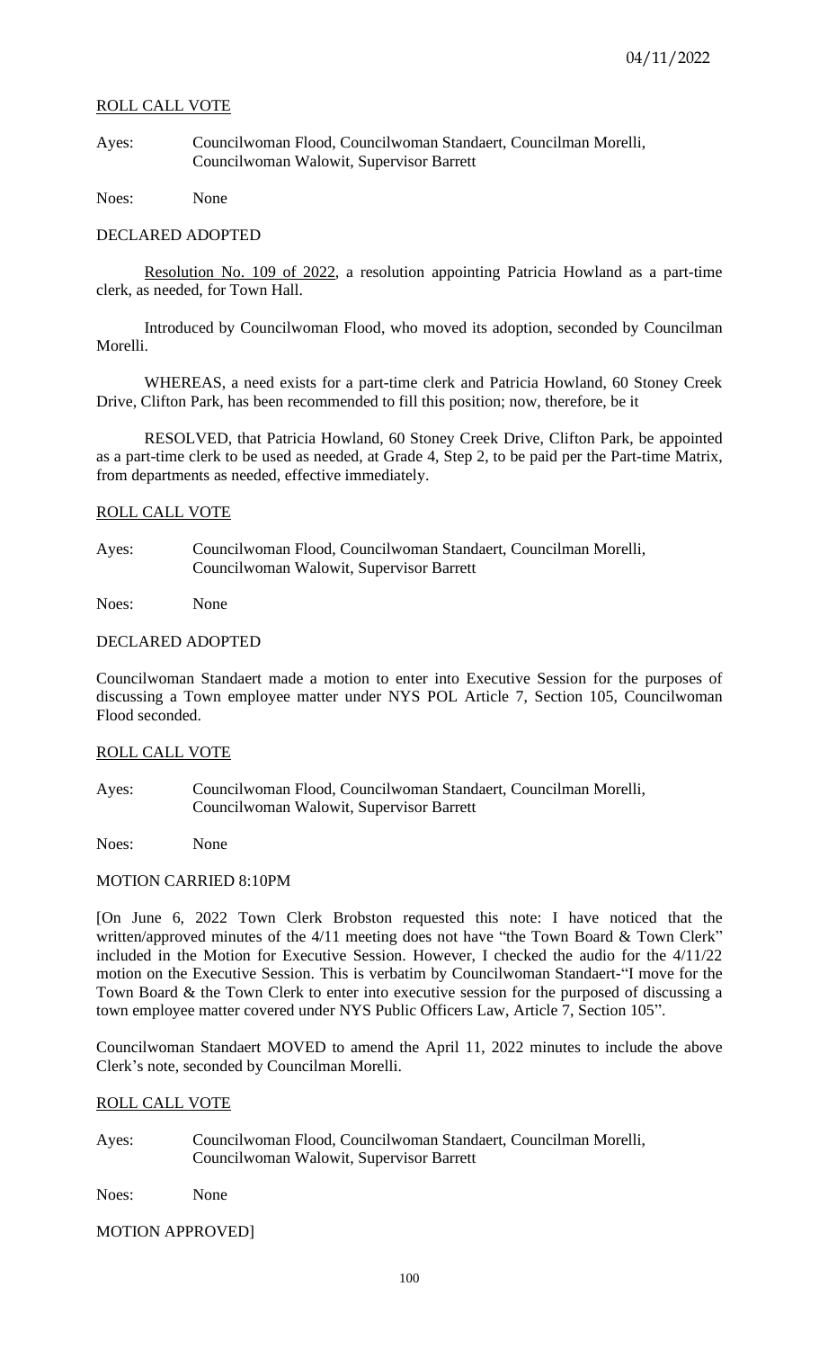ROLL CALL VOTE

Ayes: Councilwoman Flood, Councilwoman Standaert, Councilman Morelli, Councilwoman Walowit, Supervisor Barrett

Noes: None

DECLARED ADOPTED

Resolution No. 109 of 2022, a resolution appointing Patricia Howland as a part-time clerk, as needed, for Town Hall.

Introduced by Councilwoman Flood, who moved its adoption, seconded by Councilman Morelli.

WHEREAS, a need exists for a part-time clerk and Patricia Howland, 60 Stoney Creek Drive, Clifton Park, has been recommended to fill this position; now, therefore, be it

RESOLVED, that Patricia Howland, 60 Stoney Creek Drive, Clifton Park, be appointed as a part-time clerk to be used as needed, at Grade 4, Step 2, to be paid per the Part-time Matrix, from departments as needed, effective immediately.

ROLL CALL VOTE

Ayes: Councilwoman Flood, Councilwoman Standaert, Councilman Morelli, Councilwoman Walowit, Supervisor Barrett

Noes: None

DECLARED ADOPTED

Councilwoman Standaert made a motion to enter into Executive Session for the purposes of discussing a Town employee matter under NYS POL Article 7, Section 105, Councilwoman Flood seconded.

ROLL CALL VOTE

Ayes: Councilwoman Flood, Councilwoman Standaert, Councilman Morelli, Councilwoman Walowit, Supervisor Barrett

Noes: None

MOTION CARRIED 8:10PM

[On June 6, 2022 Town Clerk Brobston requested this note: I have noticed that the written/approved minutes of the 4/11 meeting does not have "the Town Board & Town Clerk" included in the Motion for Executive Session. However, I checked the audio for the 4/11/22 motion on the Executive Session. This is verbatim by Councilwoman Standaert-"I move for the Town Board & the Town Clerk to enter into executive session for the purposed of discussing a town employee matter covered under NYS Public Officers Law, Article 7, Section 105".

Councilwoman Standaert MOVED to amend the April 11, 2022 minutes to include the above Clerk's note, seconded by Councilman Morelli.

ROLL CALL VOTE

Ayes: Councilwoman Flood, Councilwoman Standaert, Councilman Morelli, Councilwoman Walowit, Supervisor Barrett

Noes: None

MOTION APPROVED]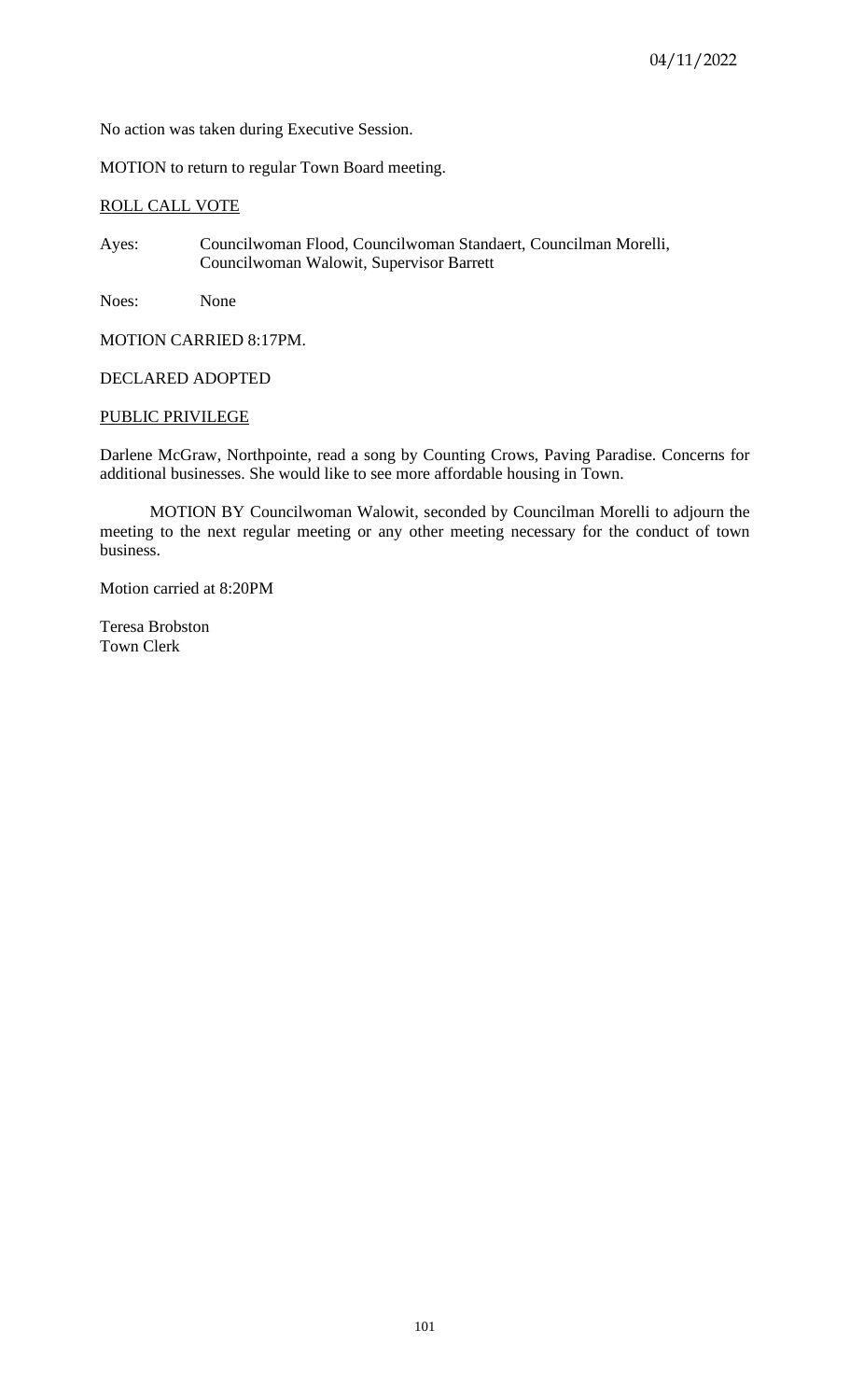No action was taken during Executive Session.

MOTION to return to regular Town Board meeting.

ROLL CALL VOTE

Ayes: Councilwoman Flood, Councilwoman Standaert, Councilman Morelli, Councilwoman Walowit, Supervisor Barrett

Noes: None

MOTION CARRIED 8:17PM.

DECLARED ADOPTED

PUBLIC PRIVILEGE

Darlene McGraw, Northpointe, read a song by Counting Crows, Paving Paradise. Concerns for additional businesses. She would like to see more affordable housing in Town.

MOTION BY Councilwoman Walowit, seconded by Councilman Morelli to adjourn the meeting to the next regular meeting or any other meeting necessary for the conduct of town business.

Motion carried at 8:20PM

Teresa Brobston
Town Clerk